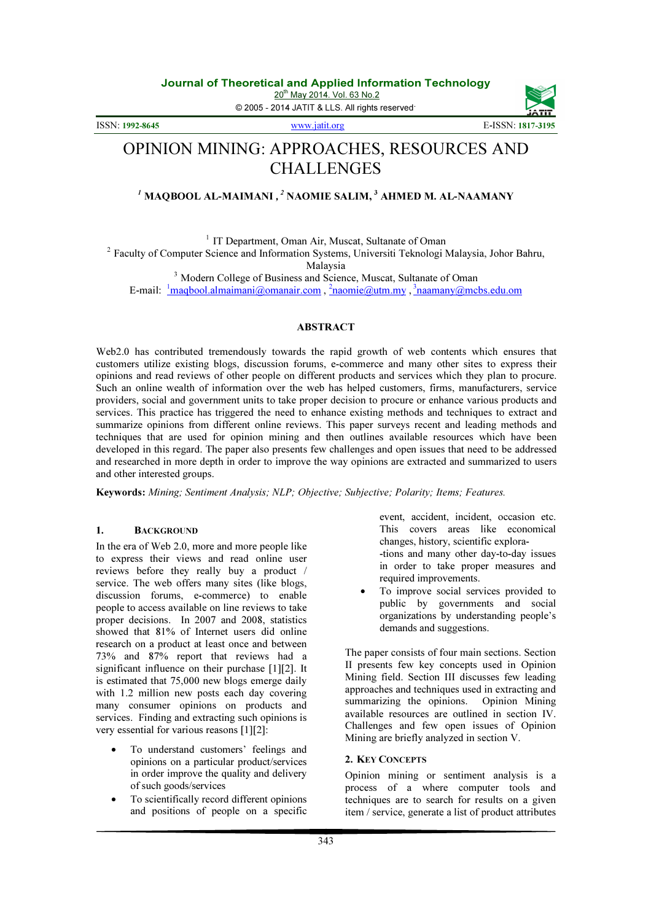# OPINION MINING: APPROACHES, RESOURCES AND CHALLENGES

**[1] MAQBOOL AL-MAIMANI , [2] NAOMIE SALIM, [3] AHMED M. AL-NAAMANY**

[1] IT Department, Oman Air, Muscat, Sultanate of Oman
[2] Faculty of Computer Science and Information Systems, Universiti Teknologi Malaysia, Johor Bahru, Malaysia
[3] Modern College of Business and Science, Muscat, Sultanate of Oman
E-mail: [1]maqbool.almaimani@omanair.com , [2]naomie@utm.my , [3]naamany@mcbs.edu.om

## ABSTRACT

Web2.0 has contributed tremendously towards the rapid growth of web contents which ensures that customers utilize existing blogs, discussion forums, e-commerce and many other sites to express their opinions and read reviews of other people on different products and services which they plan to procure. Such an online wealth of information over the web has helped customers, firms, manufacturers, service providers, social and government units to take proper decision to procure or enhance various products and services. This practice has triggered the need to enhance existing methods and techniques to extract and summarize opinions from different online reviews. This paper surveys recent and leading methods and techniques that are used for opinion mining and then outlines available resources which have been developed in this regard. The paper also presents few challenges and open issues that need to be addressed and researched in more depth in order to improve the way opinions are extracted and summarized to users and other interested groups.

**Keywords:** *Mining; Sentiment Analysis; NLP; Objective; Subjective; Polarity; Items; Features.*

## 1. BACKGROUND

In the era of Web 2.0, more and more people like to express their views and read online user reviews before they really buy a product / service. The web offers many sites (like blogs, discussion forums, e-commerce) to enable people to access available on line reviews to take proper decisions. In 2007 and 2008, statistics showed that 81% of Internet users did online research on a product at least once and between 73% and 87% report that reviews had a significant influence on their purchase [1][2]. It is estimated that 75,000 new blogs emerge daily with 1.2 million new posts each day covering many consumer opinions on products and services. Finding and extracting such opinions is very essential for various reasons [1][2]:

- To understand customers' feelings and opinions on a particular product/services in order improve the quality and delivery of such goods/services
- To scientifically record different opinions and positions of people on a specific event, accident, incident, occasion etc. This covers areas like economical changes, history, scientific explora- -tions and many other day-to-day issues in order to take proper measures and required improvements.
- To improve social services provided to public by governments and social organizations by understanding people's demands and suggestions.

The paper consists of four main sections. Section II presents few key concepts used in Opinion Mining field. Section III discusses few leading approaches and techniques used in extracting and summarizing the opinions. Opinion Mining available resources are outlined in section IV. Challenges and few open issues of Opinion Mining are briefly analyzed in section V.

## 2. KEY CONCEPTS

Opinion mining or sentiment analysis is a process of a where computer tools and techniques are to search for results on a given item / service, generate a list of product attributes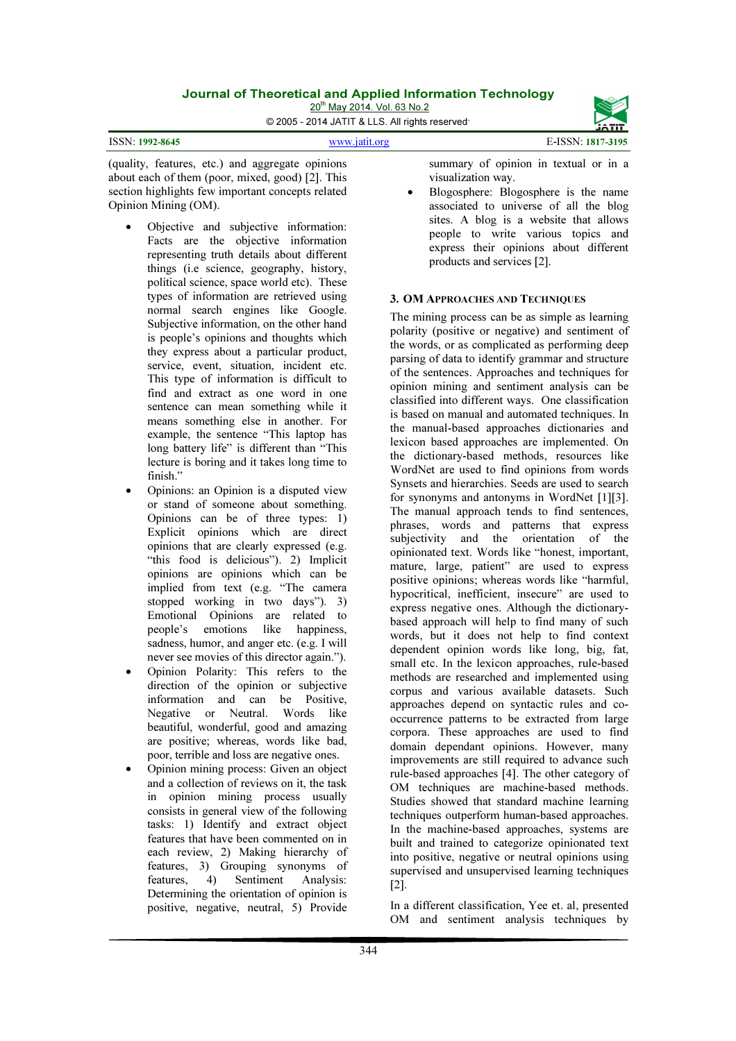(quality, features, etc.) and aggregate opinions about each of them (poor, mixed, good) [2]. This section highlights few important concepts related Opinion Mining (OM).

- Objective and subjective information: Facts are the objective information representing truth details about different things (i.e science, geography, history, political science, space world etc). These types of information are retrieved using normal search engines like Google. Subjective information, on the other hand is people's opinions and thoughts which they express about a particular product, service, event, situation, incident etc. This type of information is difficult to find and extract as one word in one sentence can mean something while it means something else in another. For example, the sentence "This laptop has long battery life" is different than "This lecture is boring and it takes long time to finish."
- Opinions: an Opinion is a disputed view or stand of someone about something. Opinions can be of three types: 1) Explicit opinions which are direct opinions that are clearly expressed (e.g. "this food is delicious"). 2) Implicit opinions are opinions which can be implied from text (e.g. "The camera stopped working in two days"). 3) Emotional Opinions are related to people's emotions like happiness, sadness, humor, and anger etc. (e.g. I will never see movies of this director again.").
- Opinion Polarity: This refers to the direction of the opinion or subjective information and can be Positive, Negative or Neutral. Words like beautiful, wonderful, good and amazing are positive; whereas, words like bad, poor, terrible and loss are negative ones.
- Opinion mining process: Given an object and a collection of reviews on it, the task in opinion mining process usually consists in general view of the following tasks: 1) Identify and extract object features that have been commented on in each review, 2) Making hierarchy of features, 3) Grouping synonyms of features, 4) Sentiment Analysis: Determining the orientation of opinion is positive, negative, neutral, 5) Provide summary of opinion in textual or in a visualization way.
- Blogosphere: Blogosphere is the name associated to universe of all the blog sites. A blog is a website that allows people to write various topics and express their opinions about different products and services [2].

## 3. OM APPROACHES AND TECHNIQUES

The mining process can be as simple as learning polarity (positive or negative) and sentiment of the words, or as complicated as performing deep parsing of data to identify grammar and structure of the sentences. Approaches and techniques for opinion mining and sentiment analysis can be classified into different ways. One classification is based on manual and automated techniques. In the manual-based approaches dictionaries and lexicon based approaches are implemented. On the dictionary-based methods, resources like WordNet are used to find opinions from words Synsets and hierarchies. Seeds are used to search for synonyms and antonyms in WordNet [1][3]. The manual approach tends to find sentences, phrases, words and patterns that express subjectivity and the orientation of the opinionated text. Words like "honest, important, mature, large, patient" are used to express positive opinions; whereas words like "harmful, hypocritical, inefficient, insecure" are used to express negative ones. Although the dictionary-based approach will help to find many of such words, but it does not help to find context dependent opinion words like long, big, fat, small etc. In the lexicon approaches, rule-based methods are researched and implemented using corpus and various available datasets. Such approaches depend on syntactic rules and co-occurrence patterns to be extracted from large corpora. These approaches are used to find domain dependant opinions. However, many improvements are still required to advance such rule-based approaches [4]. The other category of OM techniques are machine-based methods. Studies showed that standard machine learning techniques outperform human-based approaches. In the machine-based approaches, systems are built and trained to categorize opinionated text into positive, negative or neutral opinions using supervised and unsupervised learning techniques [2].

In a different classification, Yee et. al, presented OM and sentiment analysis techniques by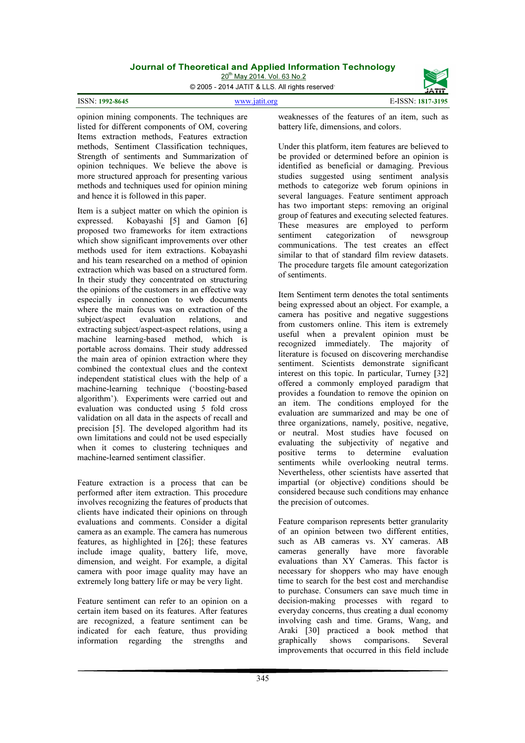opinion mining components. The techniques are listed for different components of OM, covering Items extraction methods, Features extraction methods, Sentiment Classification techniques, Strength of sentiments and Summarization of opinion techniques. We believe the above is more structured approach for presenting various methods and techniques used for opinion mining and hence it is followed in this paper.

Item is a subject matter on which the opinion is expressed. Kobayashi [5] and Gamon [6] proposed two frameworks for item extractions which show significant improvements over other methods used for item extractions. Kobayashi and his team researched on a method of opinion extraction which was based on a structured form. In their study they concentrated on structuring the opinions of the customers in an effective way especially in connection to web documents where the main focus was on extraction of the subject/aspect evaluation relations, and extracting subject/aspect-aspect relations, using a machine learning-based method, which is portable across domains. Their study addressed the main area of opinion extraction where they combined the contextual clues and the context independent statistical clues with the help of a machine-learning technique ('boosting-based algorithm'). Experiments were carried out and evaluation was conducted using 5 fold cross validation on all data in the aspects of recall and precision [5]. The developed algorithm had its own limitations and could not be used especially when it comes to clustering techniques and machine-learned sentiment classifier.

Feature extraction is a process that can be performed after item extraction. This procedure involves recognizing the features of products that clients have indicated their opinions on through evaluations and comments. Consider a digital camera as an example. The camera has numerous features, as highlighted in [26]; these features include image quality, battery life, move, dimension, and weight. For example, a digital camera with poor image quality may have an extremely long battery life or may be very light.

Feature sentiment can refer to an opinion on a certain item based on its features. After features are recognized, a feature sentiment can be indicated for each feature, thus providing information regarding the strengths and weaknesses of the features of an item, such as battery life, dimensions, and colors.

Under this platform, item features are believed to be provided or determined before an opinion is identified as beneficial or damaging. Previous studies suggested using sentiment analysis methods to categorize web forum opinions in several languages. Feature sentiment approach has two important steps: removing an original group of features and executing selected features. These measures are employed to perform sentiment categorization of newsgroup communications. The test creates an effect similar to that of standard film review datasets. The procedure targets file amount categorization of sentiments.

Item Sentiment term denotes the total sentiments being expressed about an object. For example, a camera has positive and negative suggestions from customers online. This item is extremely useful when a prevalent opinion must be recognized immediately. The majority of literature is focused on discovering merchandise sentiment. Scientists demonstrate significant interest on this topic. In particular, Turney [32] offered a commonly employed paradigm that provides a foundation to remove the opinion on an item. The conditions employed for the evaluation are summarized and may be one of three organizations, namely, positive, negative, or neutral. Most studies have focused on evaluating the subjectivity of negative and positive terms to determine evaluation sentiments while overlooking neutral terms. Nevertheless, other scientists have asserted that impartial (or objective) conditions should be considered because such conditions may enhance the precision of outcomes.

Feature comparison represents better granularity of an opinion between two different entities, such as AB cameras vs. XY cameras. AB cameras generally have more favorable evaluations than XY Cameras. This factor is necessary for shoppers who may have enough time to search for the best cost and merchandise to purchase. Consumers can save much time in decision-making processes with regard to everyday concerns, thus creating a dual economy involving cash and time. Grams, Wang, and Araki [30] practiced a book method that graphically shows comparisons. Several improvements that occurred in this field include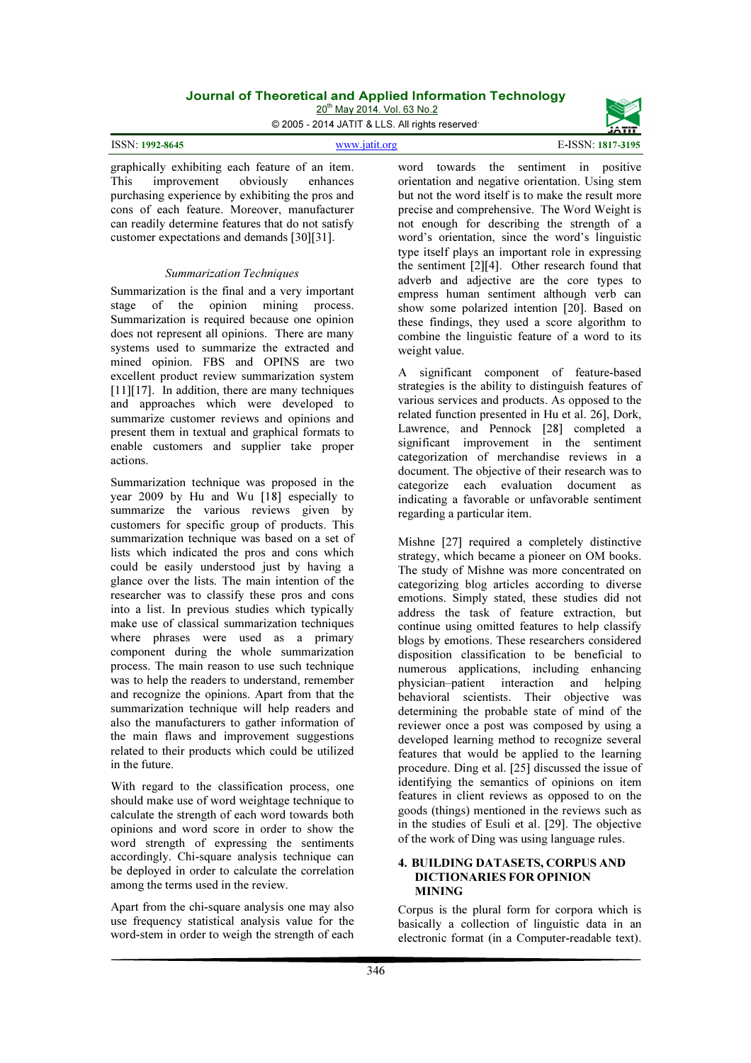graphically exhibiting each feature of an item. This improvement obviously enhances purchasing experience by exhibiting the pros and cons of each feature. Moreover, manufacturer can readily determine features that do not satisfy customer expectations and demands [30][31].

*Summarization Techniques*

Summarization is the final and a very important stage of the opinion mining process. Summarization is required because one opinion does not represent all opinions. There are many systems used to summarize the extracted and mined opinion. FBS and OPINS are two excellent product review summarization system [11][17]. In addition, there are many techniques and approaches which were developed to summarize customer reviews and opinions and present them in textual and graphical formats to enable customers and supplier take proper actions.

Summarization technique was proposed in the year 2009 by Hu and Wu [18] especially to summarize the various reviews given by customers for specific group of products. This summarization technique was based on a set of lists which indicated the pros and cons which could be easily understood just by having a glance over the lists. The main intention of the researcher was to classify these pros and cons into a list. In previous studies which typically make use of classical summarization techniques where phrases were used as a primary component during the whole summarization process. The main reason to use such technique was to help the readers to understand, remember and recognize the opinions. Apart from that the summarization technique will help readers and also the manufacturers to gather information of the main flaws and improvement suggestions related to their products which could be utilized in the future.

With regard to the classification process, one should make use of word weightage technique to calculate the strength of each word towards both opinions and word score in order to show the word strength of expressing the sentiments accordingly. Chi-square analysis technique can be deployed in order to calculate the correlation among the terms used in the review.

Apart from the chi-square analysis one may also use frequency statistical analysis value for the word-stem in order to weigh the strength of each word towards the sentiment in positive orientation and negative orientation. Using stem but not the word itself is to make the result more precise and comprehensive. The Word Weight is not enough for describing the strength of a word's orientation, since the word's linguistic type itself plays an important role in expressing the sentiment [2][4]. Other research found that adverb and adjective are the core types to empress human sentiment although verb can show some polarized intention [20]. Based on these findings, they used a score algorithm to combine the linguistic feature of a word to its weight value.

A significant component of feature-based strategies is the ability to distinguish features of various services and products. As opposed to the related function presented in Hu et al. 26], Dork, Lawrence, and Pennock [28] completed a significant improvement in the sentiment categorization of merchandise reviews in a document. The objective of their research was to categorize each evaluation document as indicating a favorable or unfavorable sentiment regarding a particular item.

Mishne [27] required a completely distinctive strategy, which became a pioneer on OM books. The study of Mishne was more concentrated on categorizing blog articles according to diverse emotions. Simply stated, these studies did not address the task of feature extraction, but continue using omitted features to help classify blogs by emotions. These researchers considered disposition classification to be beneficial to numerous applications, including enhancing physician–patient interaction and helping behavioral scientists. Their objective was determining the probable state of mind of the reviewer once a post was composed by using a developed learning method to recognize several features that would be applied to the learning procedure. Ding et al. [25] discussed the issue of identifying the semantics of opinions on item features in client reviews as opposed to on the goods (things) mentioned in the reviews such as in the studies of Esuli et al. [29]. The objective of the work of Ding was using language rules.

## 4. BUILDING DATASETS, CORPUS AND DICTIONARIES FOR OPINION MINING

Corpus is the plural form for corpora which is basically a collection of linguistic data in an electronic format (in a Computer-readable text).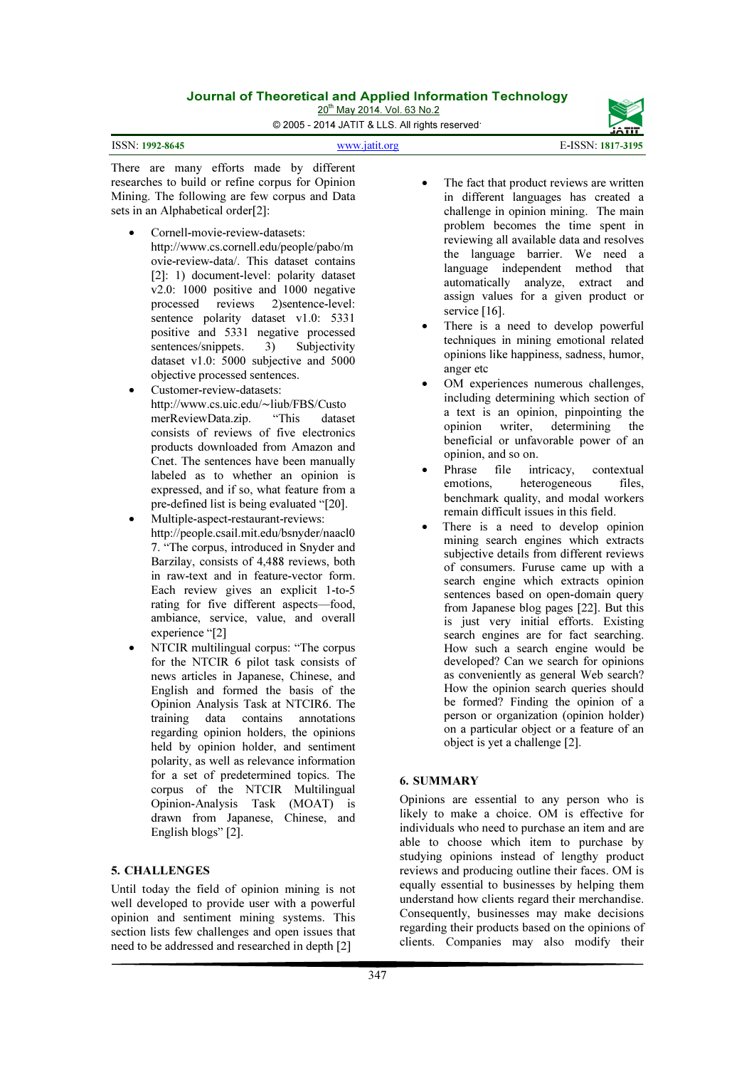There are many efforts made by different researches to build or refine corpus for Opinion Mining. The following are few corpus and Data sets in an Alphabetical order[2]:

- Cornell-movie-review-datasets: http://www.cs.cornell.edu/people/pabo/movie-review-data/. This dataset contains [2]: 1) document-level: polarity dataset v2.0: 1000 positive and 1000 negative processed reviews 2)sentence-level: sentence polarity dataset v1.0: 5331 positive and 5331 negative processed sentences/snippets. 3) Subjectivity dataset v1.0: 5000 subjective and 5000 objective processed sentences.
- Customer-review-datasets: http://www.cs.uic.edu/~liub/FBS/CustomerReviewData.zip. "This dataset consists of reviews of five electronics products downloaded from Amazon and Cnet. The sentences have been manually labeled as to whether an opinion is expressed, and if so, what feature from a pre-defined list is being evaluated "[20].
- Multiple-aspect-restaurant-reviews: http://people.csail.mit.edu/bsnyder/naacl07. "The corpus, introduced in Snyder and Barzilay, consists of 4,488 reviews, both in raw-text and in feature-vector form. Each review gives an explicit 1-to-5 rating for five different aspects—food, ambiance, service, value, and overall experience "[2]
- NTCIR multilingual corpus: "The corpus for the NTCIR 6 pilot task consists of news articles in Japanese, Chinese, and English and formed the basis of the Opinion Analysis Task at NTCIR6. The training data contains annotations regarding opinion holders, the opinions held by opinion holder, and sentiment polarity, as well as relevance information for a set of predetermined topics. The corpus of the NTCIR Multilingual Opinion-Analysis Task (MOAT) is drawn from Japanese, Chinese, and English blogs" [2].

## 5. CHALLENGES

Until today the field of opinion mining is not well developed to provide user with a powerful opinion and sentiment mining systems. This section lists few challenges and open issues that need to be addressed and researched in depth [2]

- The fact that product reviews are written in different languages has created a challenge in opinion mining. The main problem becomes the time spent in reviewing all available data and resolves the language barrier. We need a language independent method that automatically analyze, extract and assign values for a given product or service [16].
- There is a need to develop powerful techniques in mining emotional related opinions like happiness, sadness, humor, anger etc
- OM experiences numerous challenges, including determining which section of a text is an opinion, pinpointing the opinion writer, determining the beneficial or unfavorable power of an opinion, and so on.
- Phrase file intricacy, contextual emotions, heterogeneous files, benchmark quality, and modal workers remain difficult issues in this field.
- There is a need to develop opinion mining search engines which extracts subjective details from different reviews of consumers. Furuse came up with a search engine which extracts opinion sentences based on open-domain query from Japanese blog pages [22]. But this is just very initial efforts. Existing search engines are for fact searching. How such a search engine would be developed? Can we search for opinions as conveniently as general Web search? How the opinion search queries should be formed? Finding the opinion of a person or organization (opinion holder) on a particular object or a feature of an object is yet a challenge [2].

## 6. SUMMARY

Opinions are essential to any person who is likely to make a choice. OM is effective for individuals who need to purchase an item and are able to choose which item to purchase by studying opinions instead of lengthy product reviews and producing outline their faces. OM is equally essential to businesses by helping them understand how clients regard their merchandise. Consequently, businesses may make decisions regarding their products based on the opinions of clients. Companies may also modify their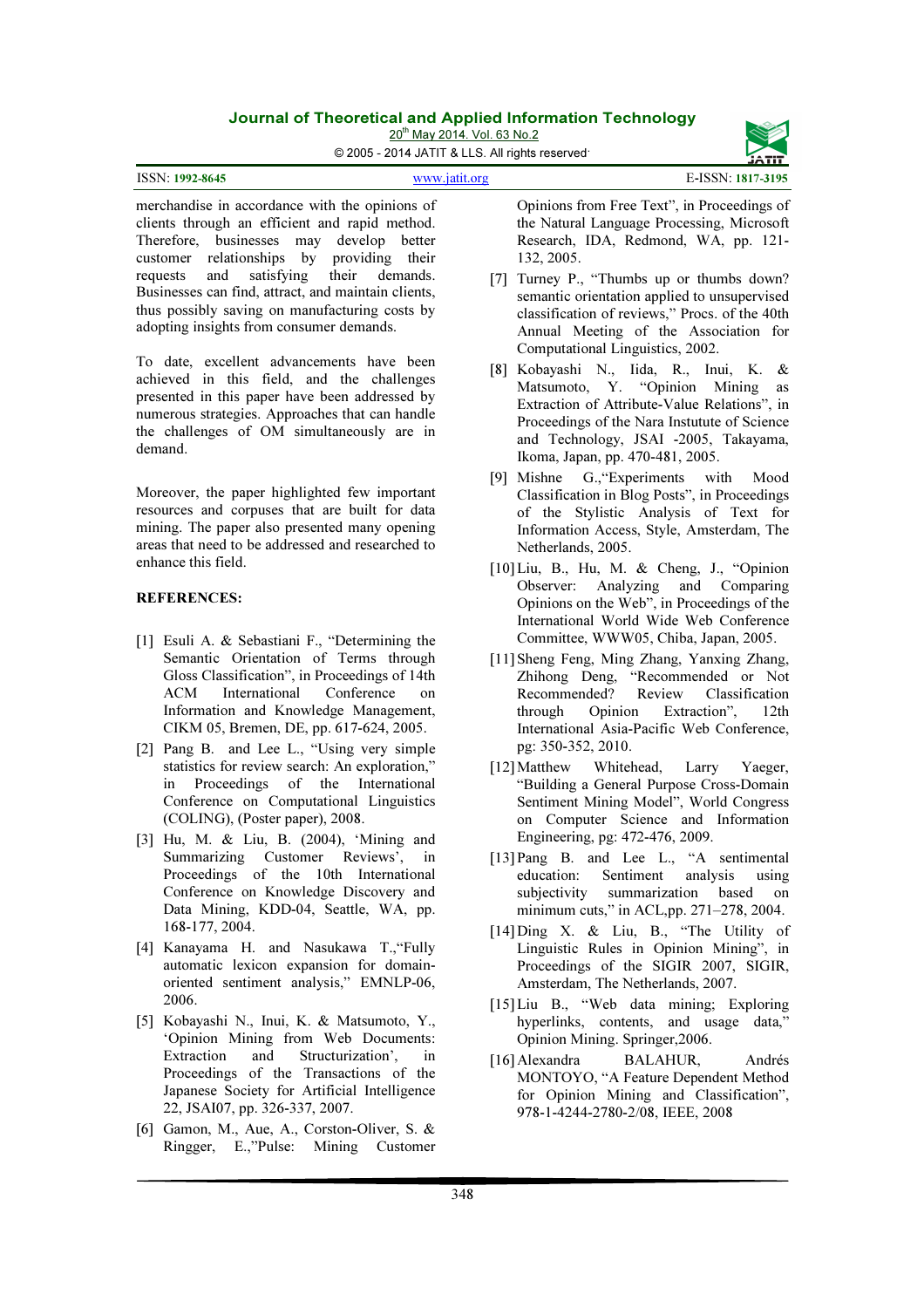merchandise in accordance with the opinions of clients through an efficient and rapid method. Therefore, businesses may develop better customer relationships by providing their requests and satisfying their demands. Businesses can find, attract, and maintain clients, thus possibly saving on manufacturing costs by adopting insights from consumer demands.

To date, excellent advancements have been achieved in this field, and the challenges presented in this paper have been addressed by numerous strategies. Approaches that can handle the challenges of OM simultaneously are in demand.

Moreover, the paper highlighted few important resources and corpuses that are built for data mining. The paper also presented many opening areas that need to be addressed and researched to enhance this field.

**REFERENCES:**

[1] Esuli A. & Sebastiani F., "Determining the Semantic Orientation of Terms through Gloss Classification", in Proceedings of 14th ACM International Conference on Information and Knowledge Management, CIKM 05, Bremen, DE, pp. 617-624, 2005.

[2] Pang B. and Lee L., "Using very simple statistics for review search: An exploration," in Proceedings of the International Conference on Computational Linguistics (COLING), (Poster paper), 2008.

[3] Hu, M. & Liu, B. (2004), 'Mining and Summarizing Customer Reviews', in Proceedings of the 10th International Conference on Knowledge Discovery and Data Mining, KDD-04, Seattle, WA, pp. 168-177, 2004.

[4] Kanayama H. and Nasukawa T.,"Fully automatic lexicon expansion for domain-oriented sentiment analysis," EMNLP-06, 2006.

[5] Kobayashi N., Inui, K. & Matsumoto, Y., 'Opinion Mining from Web Documents: Extraction and Structurization', in Proceedings of the Transactions of the Japanese Society for Artificial Intelligence 22, JSAI07, pp. 326-337, 2007.

[6] Gamon, M., Aue, A., Corston-Oliver, S. & Ringger, E.,"Pulse: Mining Customer Opinions from Free Text", in Proceedings of the Natural Language Processing, Microsoft Research, IDA, Redmond, WA, pp. 121-132, 2005.

[7] Turney P., "Thumbs up or thumbs down? semantic orientation applied to unsupervised classification of reviews," Procs. of the 40th Annual Meeting of the Association for Computational Linguistics, 2002.

[8] Kobayashi N., Iida, R., Inui, K. & Matsumoto, Y. "Opinion Mining as Extraction of Attribute-Value Relations", in Proceedings of the Nara Instutute of Science and Technology, JSAI -2005, Takayama, Ikoma, Japan, pp. 470-481, 2005.

[9] Mishne G.,"Experiments with Mood Classification in Blog Posts", in Proceedings of the Stylistic Analysis of Text for Information Access, Style, Amsterdam, The Netherlands, 2005.

[10] Liu, B., Hu, M. & Cheng, J., "Opinion Observer: Analyzing and Comparing Opinions on the Web", in Proceedings of the International World Wide Web Conference Committee, WWW05, Chiba, Japan, 2005.

[11] Sheng Feng, Ming Zhang, Yanxing Zhang, Zhihong Deng, "Recommended or Not Recommended? Review Classification through Opinion Extraction", 12th International Asia-Pacific Web Conference, pg: 350-352, 2010.

[12] Matthew Whitehead, Larry Yaeger, "Building a General Purpose Cross-Domain Sentiment Mining Model", World Congress on Computer Science and Information Engineering, pg: 472-476, 2009.

[13] Pang B. and Lee L., "A sentimental education: Sentiment analysis using subjectivity summarization based on minimum cuts," in ACL,pp. 271–278, 2004.

[14] Ding X. & Liu, B., "The Utility of Linguistic Rules in Opinion Mining", in Proceedings of the SIGIR 2007, SIGIR, Amsterdam, The Netherlands, 2007.

[15] Liu B., "Web data mining; Exploring hyperlinks, contents, and usage data," Opinion Mining. Springer,2006.

[16] Alexandra BALAHUR, Andrés MONTOYO, "A Feature Dependent Method for Opinion Mining and Classification", 978-1-4244-2780-2/08, IEEE, 2008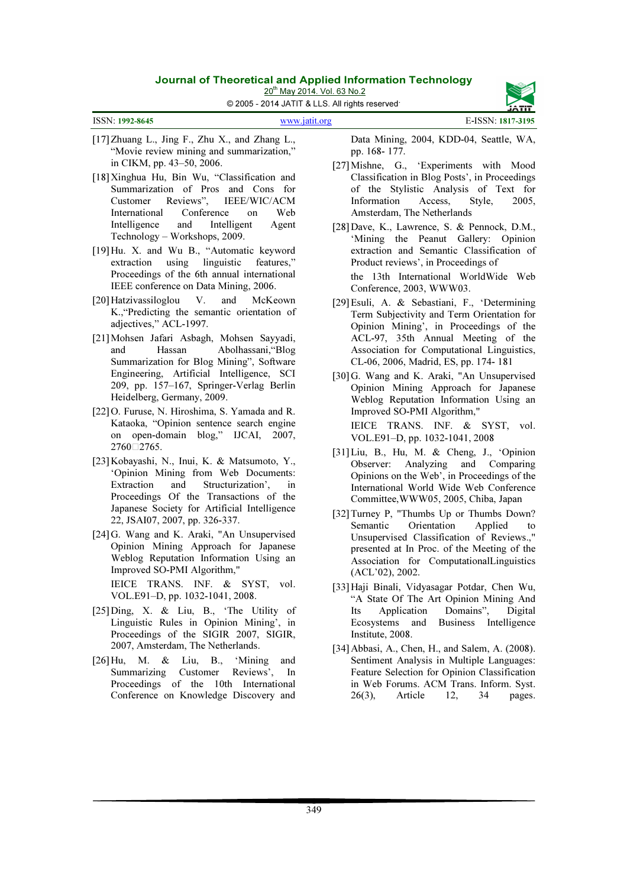[17] Zhuang L., Jing F., Zhu X., and Zhang L., "Movie review mining and summarization," in CIKM, pp. 43–50, 2006.

[18] Xinghua Hu, Bin Wu, "Classification and Summarization of Pros and Cons for Customer Reviews", IEEE/WIC/ACM International Conference on Web Intelligence and Intelligent Agent Technology – Workshops, 2009.

[19] Hu. X. and Wu B., "Automatic keyword extraction using linguistic features," Proceedings of the 6th annual international IEEE conference on Data Mining, 2006.

[20] Hatzivassiloglou V. and McKeown K.,"Predicting the semantic orientation of adjectives," ACL-1997.

[21] Mohsen Jafari Asbagh, Mohsen Sayyadi, and Hassan Abolhassani,"Blog Summarization for Blog Mining", Software Engineering, Artificial Intelligence, SCI 209, pp. 157–167, Springer-Verlag Berlin Heidelberg, Germany, 2009.

[22] O. Furuse, N. Hiroshima, S. Yamada and R. Kataoka, "Opinion sentence search engine on open-domain blog," IJCAI, 2007, 2760□2765.

[23] Kobayashi, N., Inui, K. & Matsumoto, Y., 'Opinion Mining from Web Documents: Extraction and Structurization', in Proceedings Of the Transactions of the Japanese Society for Artificial Intelligence 22, JSAI07, 2007, pp. 326-337.

[24] G. Wang and K. Araki, "An Unsupervised Opinion Mining Approach for Japanese Weblog Reputation Information Using an Improved SO-PMI Algorithm,"
IEICE TRANS. INF. & SYST, vol. VOL.E91–D, pp. 1032-1041, 2008.

[25] Ding, X. & Liu, B., 'The Utility of Linguistic Rules in Opinion Mining', in Proceedings of the SIGIR 2007, SIGIR, 2007, Amsterdam, The Netherlands.

[26] Hu, M. & Liu, B., 'Mining and Summarizing Customer Reviews', In Proceedings of the 10th International Conference on Knowledge Discovery and Data Mining, 2004, KDD-04, Seattle, WA, pp. 168- 177.

[27] Mishne, G., 'Experiments with Mood Classification in Blog Posts', in Proceedings of the Stylistic Analysis of Text for Information Access, Style, 2005, Amsterdam, The Netherlands

[28] Dave, K., Lawrence, S. & Pennock, D.M., 'Mining the Peanut Gallery: Opinion extraction and Semantic Classification of Product reviews', in Proceedings of
the 13th International WorldWide Web Conference, 2003, WWW03.

[29] Esuli, A. & Sebastiani, F., 'Determining Term Subjectivity and Term Orientation for Opinion Mining', in Proceedings of the ACL-97, 35th Annual Meeting of the Association for Computational Linguistics, CL-06, 2006, Madrid, ES, pp. 174- 181

[30] G. Wang and K. Araki, "An Unsupervised Opinion Mining Approach for Japanese Weblog Reputation Information Using an Improved SO-PMI Algorithm,"
IEICE TRANS. INF. & SYST, vol. VOL.E91–D, pp. 1032-1041, 2008

[31] Liu, B., Hu, M. & Cheng, J., 'Opinion Observer: Analyzing and Comparing Opinions on the Web', in Proceedings of the International World Wide Web Conference Committee,WWW05, 2005, Chiba, Japan

[32] Turney P, "Thumbs Up or Thumbs Down? Semantic Orientation Applied to Unsupervised Classification of Reviews.," presented at In Proc. of the Meeting of the Association for ComputationalLinguistics (ACL'02), 2002.

[33] Haji Binali, Vidyasagar Potdar, Chen Wu, "A State Of The Art Opinion Mining And Its Application Domains", Digital Ecosystems and Business Intelligence Institute, 2008.

[34] Abbasi, A., Chen, H., and Salem, A. (2008). Sentiment Analysis in Multiple Languages: Feature Selection for Opinion Classification in Web Forums. ACM Trans. Inform. Syst. 26(3), Article 12, 34 pages.